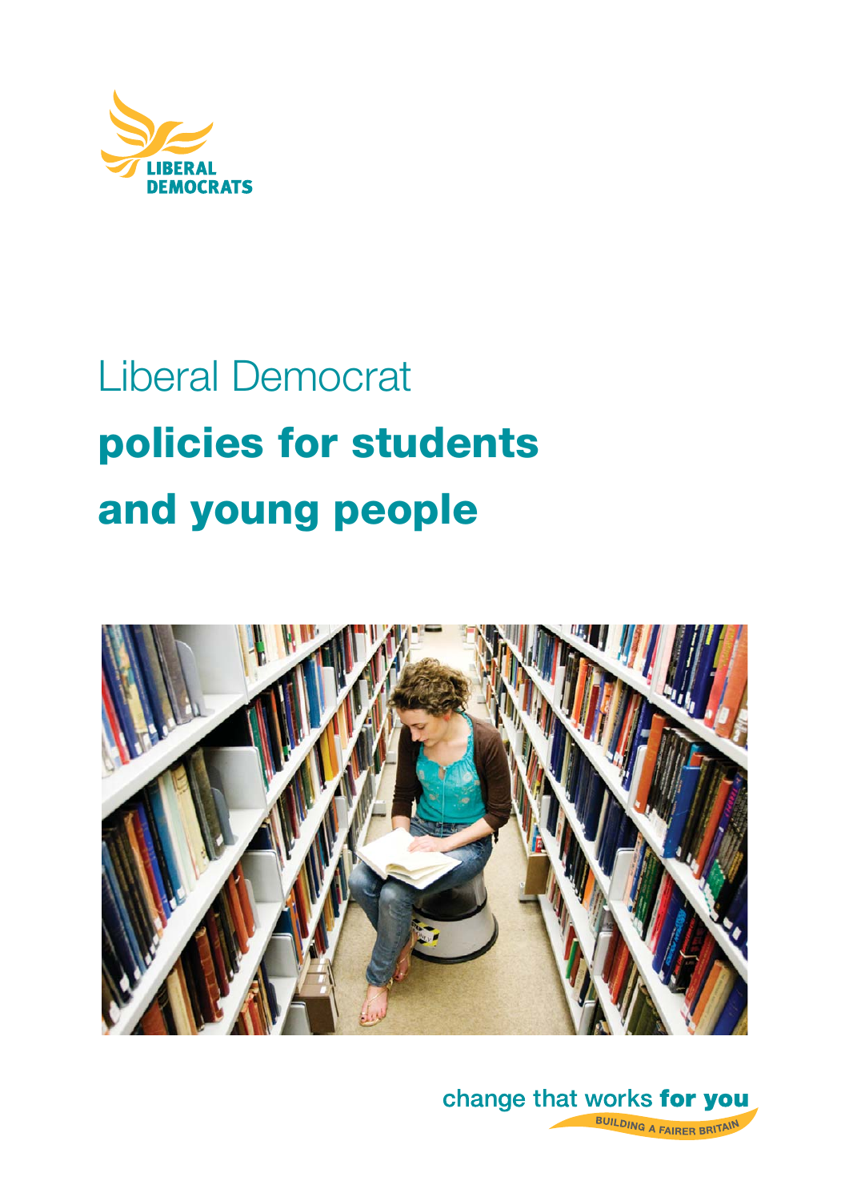LIBERAL DEMOCRATS

# Liberal Democrat **policies for students and young people**

change that works **for you**

BUILDING A FAIRER BRITAIN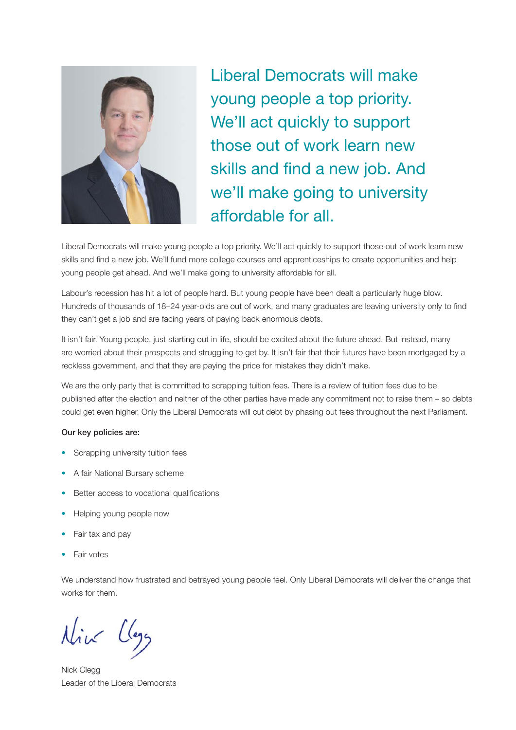## Liberal Democrats will make young people a top priority. We'll act quickly to support those out of work learn new skills and find a new job. And we'll make going to university affordable for all.

Liberal Democrats will make young people a top priority. We'll act quickly to support those out of work learn new skills and find a new job. We'll fund more college courses and apprenticeships to create opportunities and help young people get ahead. And we'll make going to university affordable for all.

Labour's recession has hit a lot of people hard. But young people have been dealt a particularly huge blow. Hundreds of thousands of 18–24 year-olds are out of work, and many graduates are leaving university only to find they can't get a job and are facing years of paying back enormous debts.

It isn't fair. Young people, just starting out in life, should be excited about the future ahead. But instead, many are worried about their prospects and struggling to get by. It isn't fair that their futures have been mortgaged by a reckless government, and that they are paying the price for mistakes they didn't make.

We are the only party that is committed to scrapping tuition fees. There is a review of tuition fees due to be published after the election and neither of the other parties have made any commitment not to raise them – so debts could get even higher. Only the Liberal Democrats will cut debt by phasing out fees throughout the next Parliament.

**Our key policies are:**

- Scrapping university tuition fees
- A fair National Bursary scheme
- Better access to vocational qualifications
- Helping young people now
- Fair tax and pay
- Fair votes

We understand how frustrated and betrayed young people feel. Only Liberal Democrats will deliver the change that works for them.

Nick Clegg
Leader of the Liberal Democrats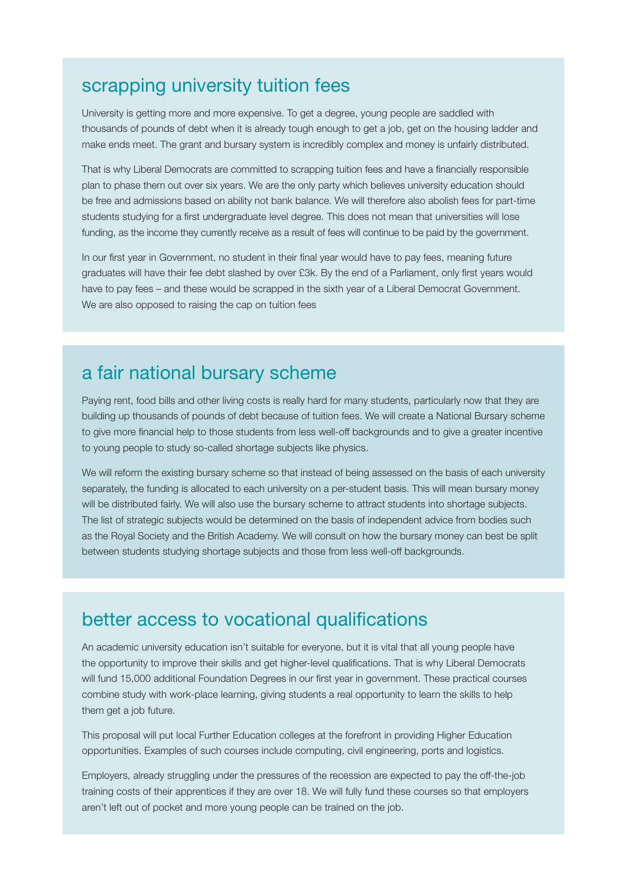## scrapping university tuition fees

University is getting more and more expensive. To get a degree, young people are saddled with thousands of pounds of debt when it is already tough enough to get a job, get on the housing ladder and make ends meet. The grant and bursary system is incredibly complex and money is unfairly distributed.

That is why Liberal Democrats are committed to scrapping tuition fees and have a financially responsible plan to phase them out over six years. We are the only party which believes university education should be free and admissions based on ability not bank balance. We will therefore also abolish fees for part-time students studying for a first undergraduate level degree. This does not mean that universities will lose funding, as the income they currently receive as a result of fees will continue to be paid by the government.

In our first year in Government, no student in their final year would have to pay fees, meaning future graduates will have their fee debt slashed by over £3k. By the end of a Parliament, only first years would have to pay fees – and these would be scrapped in the sixth year of a Liberal Democrat Government. We are also opposed to raising the cap on tuition fees

## a fair national bursary scheme

Paying rent, food bills and other living costs is really hard for many students, particularly now that they are building up thousands of pounds of debt because of tuition fees. We will create a National Bursary scheme to give more financial help to those students from less well-off backgrounds and to give a greater incentive to young people to study so-called shortage subjects like physics.

We will reform the existing bursary scheme so that instead of being assessed on the basis of each university separately, the funding is allocated to each university on a per-student basis. This will mean bursary money will be distributed fairly. We will also use the bursary scheme to attract students into shortage subjects. The list of strategic subjects would be determined on the basis of independent advice from bodies such as the Royal Society and the British Academy. We will consult on how the bursary money can best be split between students studying shortage subjects and those from less well-off backgrounds.

## better access to vocational qualifications

An academic university education isn't suitable for everyone, but it is vital that all young people have the opportunity to improve their skills and get higher-level qualifications. That is why Liberal Democrats will fund 15,000 additional Foundation Degrees in our first year in government. These practical courses combine study with work-place learning, giving students a real opportunity to learn the skills to help them get a job future.

This proposal will put local Further Education colleges at the forefront in providing Higher Education opportunities. Examples of such courses include computing, civil engineering, ports and logistics.

Employers, already struggling under the pressures of the recession are expected to pay the off-the-job training costs of their apprentices if they are over 18. We will fully fund these courses so that employers aren't left out of pocket and more young people can be trained on the job.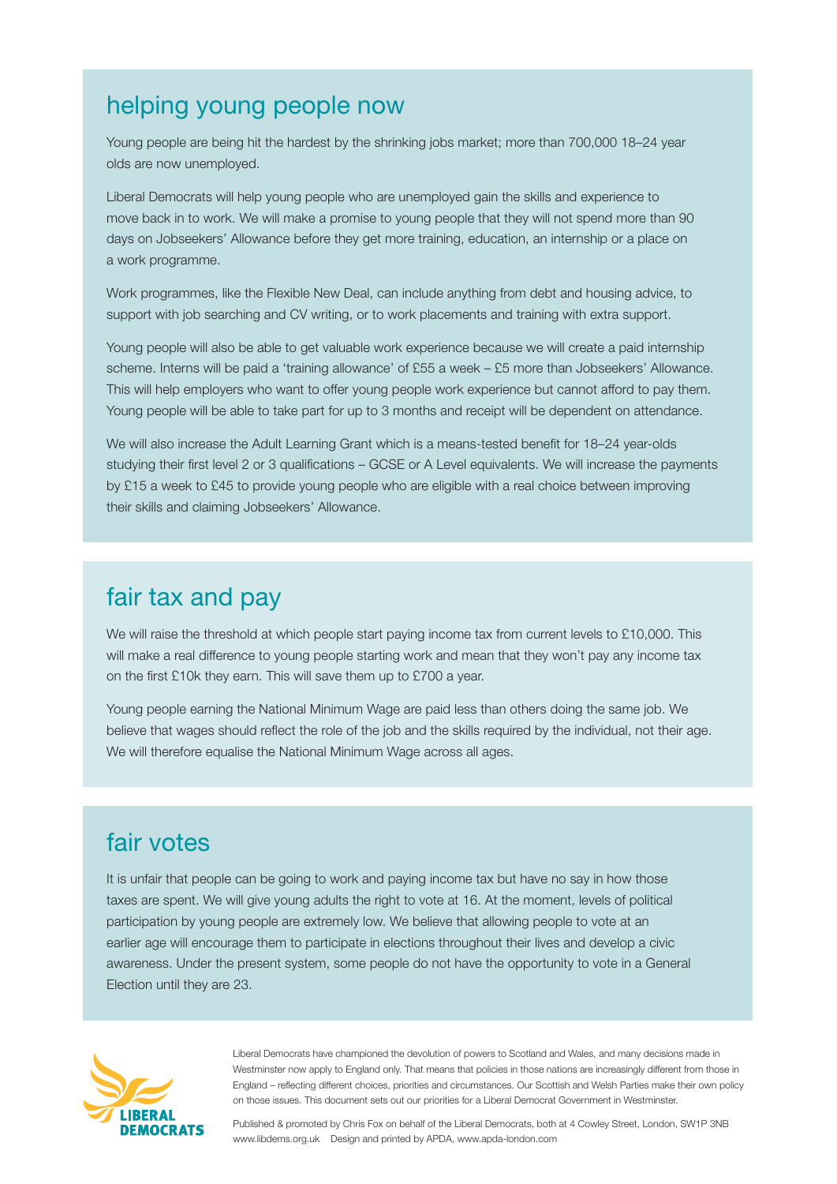## helping young people now

Young people are being hit the hardest by the shrinking jobs market; more than 700,000 18–24 year olds are now unemployed.

Liberal Democrats will help young people who are unemployed gain the skills and experience to move back in to work. We will make a promise to young people that they will not spend more than 90 days on Jobseekers' Allowance before they get more training, education, an internship or a place on a work programme.

Work programmes, like the Flexible New Deal, can include anything from debt and housing advice, to support with job searching and CV writing, or to work placements and training with extra support.

Young people will also be able to get valuable work experience because we will create a paid internship scheme. Interns will be paid a 'training allowance' of £55 a week – £5 more than Jobseekers' Allowance. This will help employers who want to offer young people work experience but cannot afford to pay them. Young people will be able to take part for up to 3 months and receipt will be dependent on attendance.

We will also increase the Adult Learning Grant which is a means-tested benefit for 18–24 year-olds studying their first level 2 or 3 qualifications – GCSE or A Level equivalents. We will increase the payments by £15 a week to £45 to provide young people who are eligible with a real choice between improving their skills and claiming Jobseekers' Allowance.

## fair tax and pay

We will raise the threshold at which people start paying income tax from current levels to £10,000. This will make a real difference to young people starting work and mean that they won't pay any income tax on the first £10k they earn. This will save them up to £700 a year.

Young people earning the National Minimum Wage are paid less than others doing the same job. We believe that wages should reflect the role of the job and the skills required by the individual, not their age. We will therefore equalise the National Minimum Wage across all ages.

## fair votes

It is unfair that people can be going to work and paying income tax but have no say in how those taxes are spent. We will give young adults the right to vote at 16. At the moment, levels of political participation by young people are extremely low. We believe that allowing people to vote at an earlier age will encourage them to participate in elections throughout their lives and develop a civic awareness. Under the present system, some people do not have the opportunity to vote in a General Election until they are 23.

LIBERAL DEMOCRATS

Liberal Democrats have championed the devolution of powers to Scotland and Wales, and many decisions made in Westminster now apply to England only. That means that policies in those nations are increasingly different from those in England – reflecting different choices, priorities and circumstances. Our Scottish and Welsh Parties make their own policy on those issues. This document sets out our priorities for a Liberal Democrat Government in Westminster.

Published & promoted by Chris Fox on behalf of the Liberal Democrats, both at 4 Cowley Street, London, SW1P 3NB
www.libdems.org.uk Design and printed by APDA, www.apda-london.com